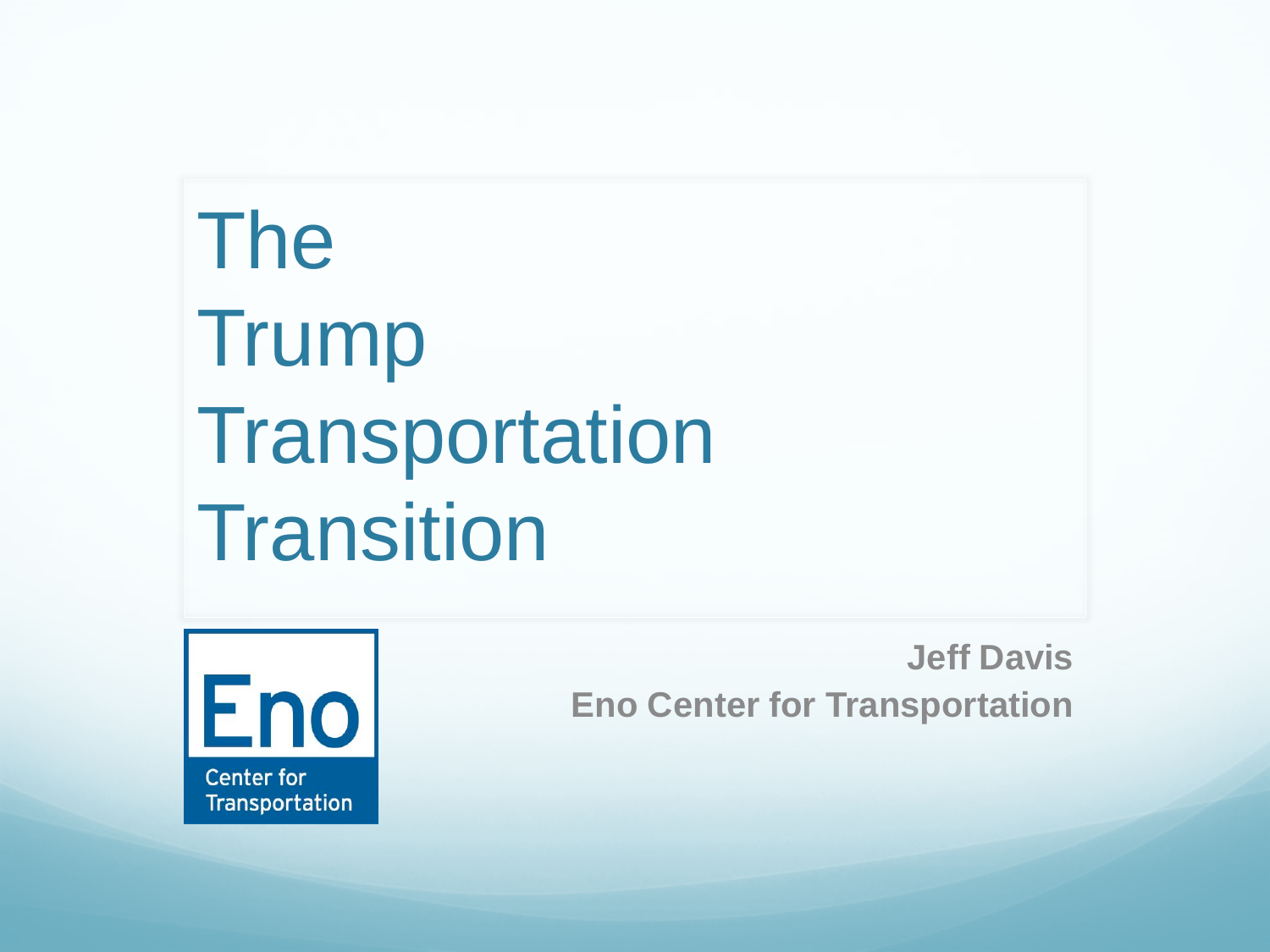# The Trump Transportation Transition

Eno Center for Transportation

**Jeff Davis**
**Eno Center for Transportation**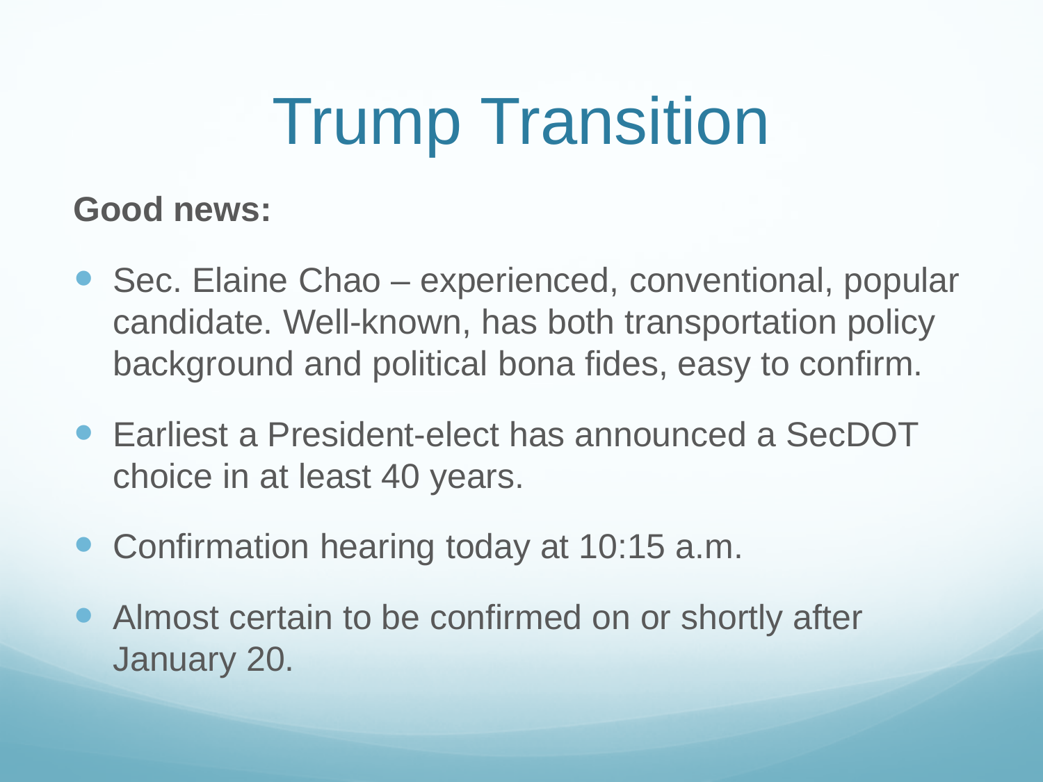# Trump Transition

**Good news:**

- Sec. Elaine Chao – experienced, conventional, popular candidate. Well-known, has both transportation policy background and political bona fides, easy to confirm.
- Earliest a President-elect has announced a SecDOT choice in at least 40 years.
- Confirmation hearing today at 10:15 a.m.
- Almost certain to be confirmed on or shortly after January 20.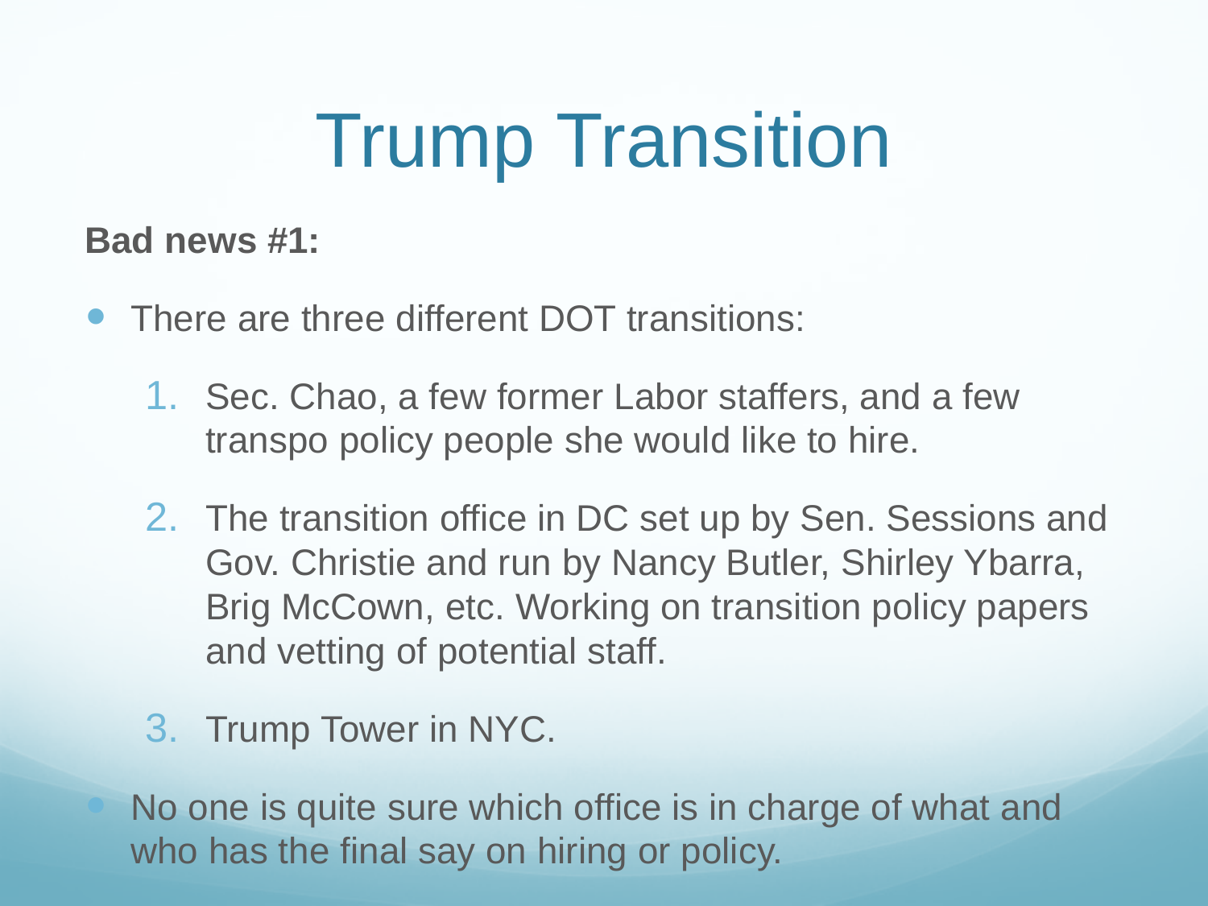# Trump Transition

**Bad news #1:**

- There are three different DOT transitions:
  1. Sec. Chao, a few former Labor staffers, and a few transpo policy people she would like to hire.
  2. The transition office in DC set up by Sen. Sessions and Gov. Christie and run by Nancy Butler, Shirley Ybarra, Brig McCown, etc. Working on transition policy papers and vetting of potential staff.
  3. Trump Tower in NYC.
- No one is quite sure which office is in charge of what and who has the final say on hiring or policy.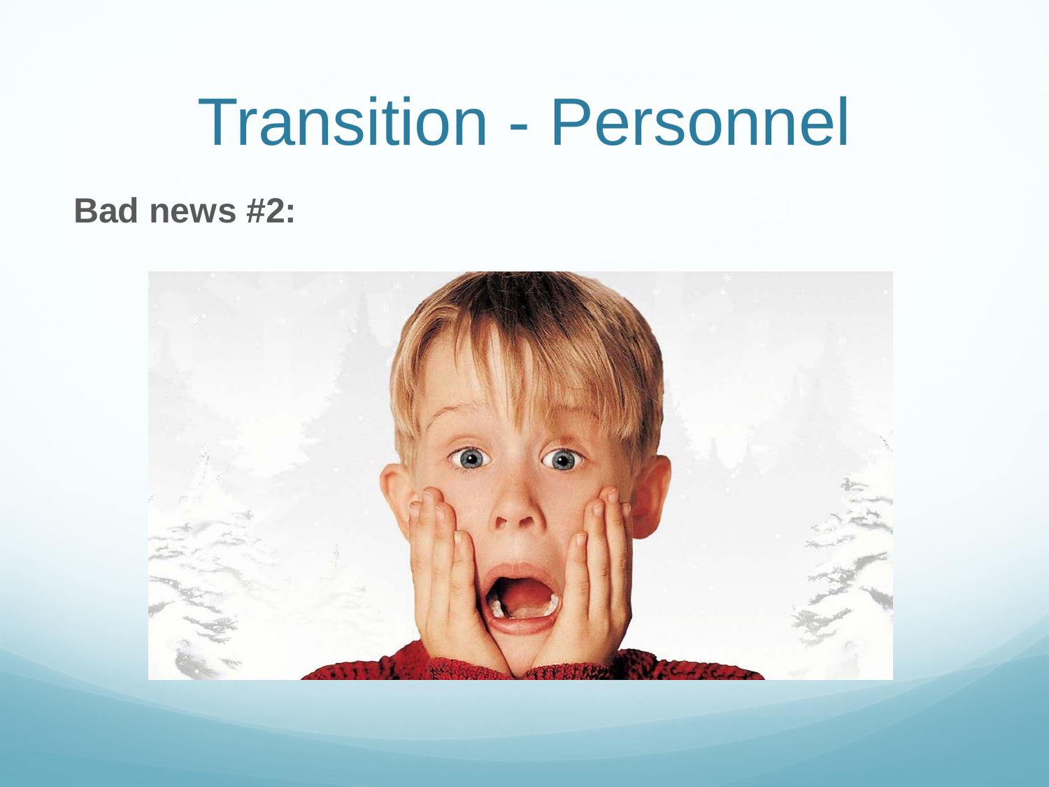# Transition - Personnel

**Bad news #2:**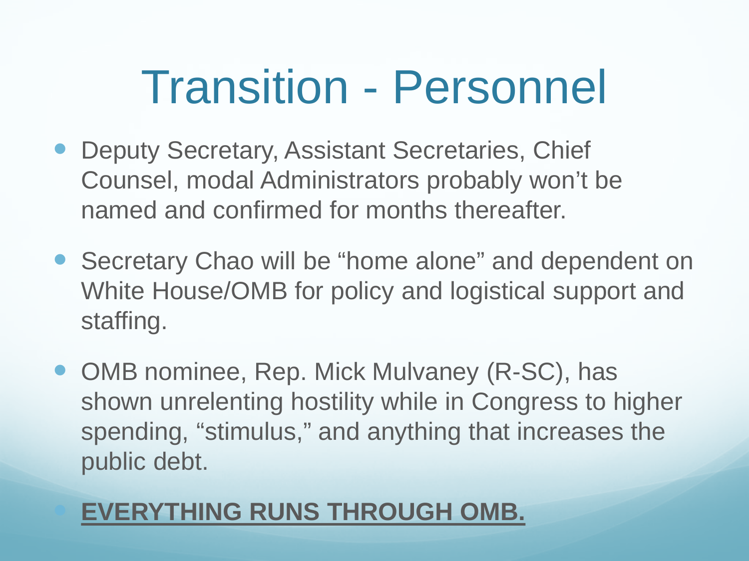# Transition - Personnel

- Deputy Secretary, Assistant Secretaries, Chief Counsel, modal Administrators probably won't be named and confirmed for months thereafter.
- Secretary Chao will be "home alone" and dependent on White House/OMB for policy and logistical support and staffing.
- OMB nominee, Rep. Mick Mulvaney (R-SC), has shown unrelenting hostility while in Congress to higher spending, "stimulus," and anything that increases the public debt.
- <u>**EVERYTHING RUNS THROUGH OMB.**</u>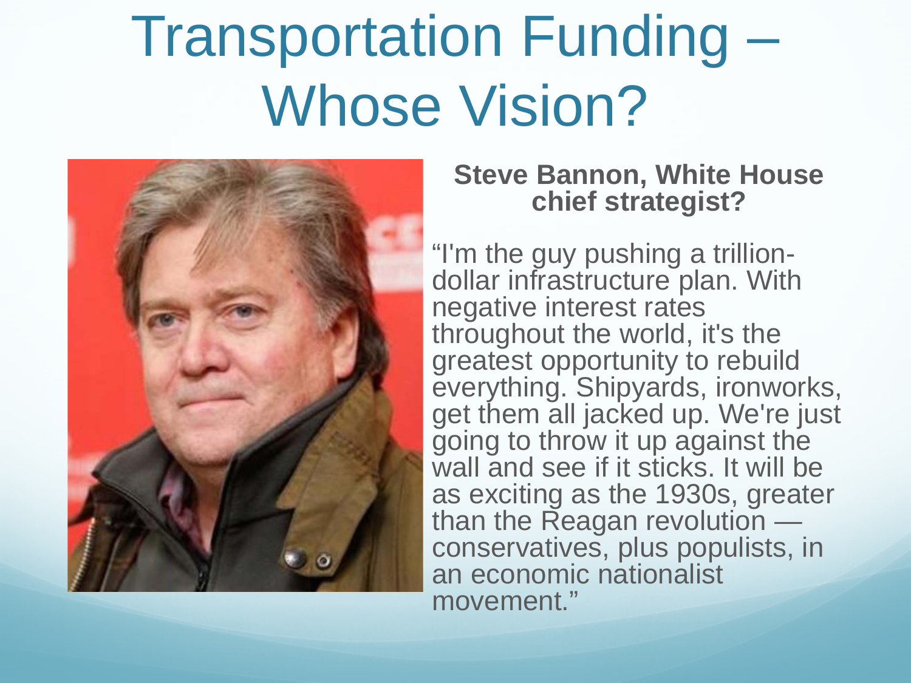# Transportation Funding – Whose Vision?

**Steve Bannon, White House chief strategist?**

"I'm the guy pushing a trillion-dollar infrastructure plan. With negative interest rates throughout the world, it's the greatest opportunity to rebuild everything. Shipyards, ironworks, get them all jacked up. We're just going to throw it up against the wall and see if it sticks. It will be as exciting as the 1930s, greater than the Reagan revolution — conservatives, plus populists, in an economic nationalist movement."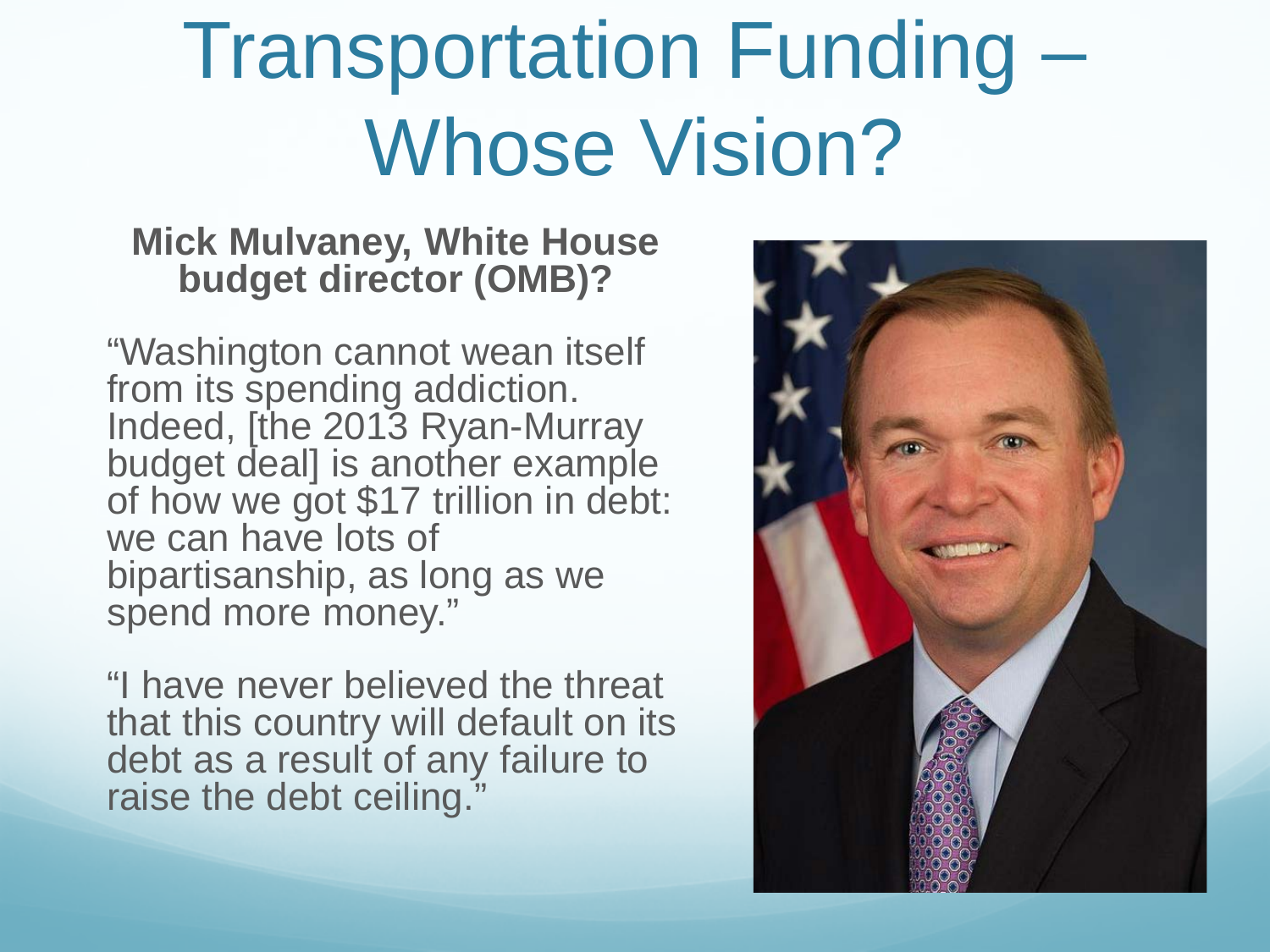# Transportation Funding – Whose Vision?

**Mick Mulvaney, White House budget director (OMB)?**

"Washington cannot wean itself from its spending addiction. Indeed, [the 2013 Ryan-Murray budget deal] is another example of how we got $17 trillion in debt: we can have lots of bipartisanship, as long as we spend more money."

"I have never believed the threat that this country will default on its debt as a result of any failure to raise the debt ceiling."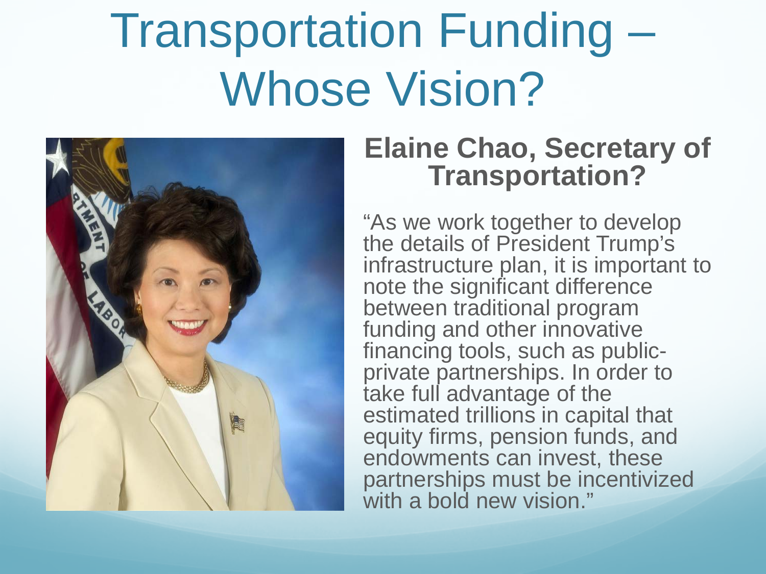# Transportation Funding – Whose Vision?

## Elaine Chao, Secretary of Transportation?

"As we work together to develop the details of President Trump's infrastructure plan, it is important to note the significant difference between traditional program funding and other innovative financing tools, such as public-private partnerships. In order to take full advantage of the estimated trillions in capital that equity firms, pension funds, and endowments can invest, these partnerships must be incentivized with a bold new vision."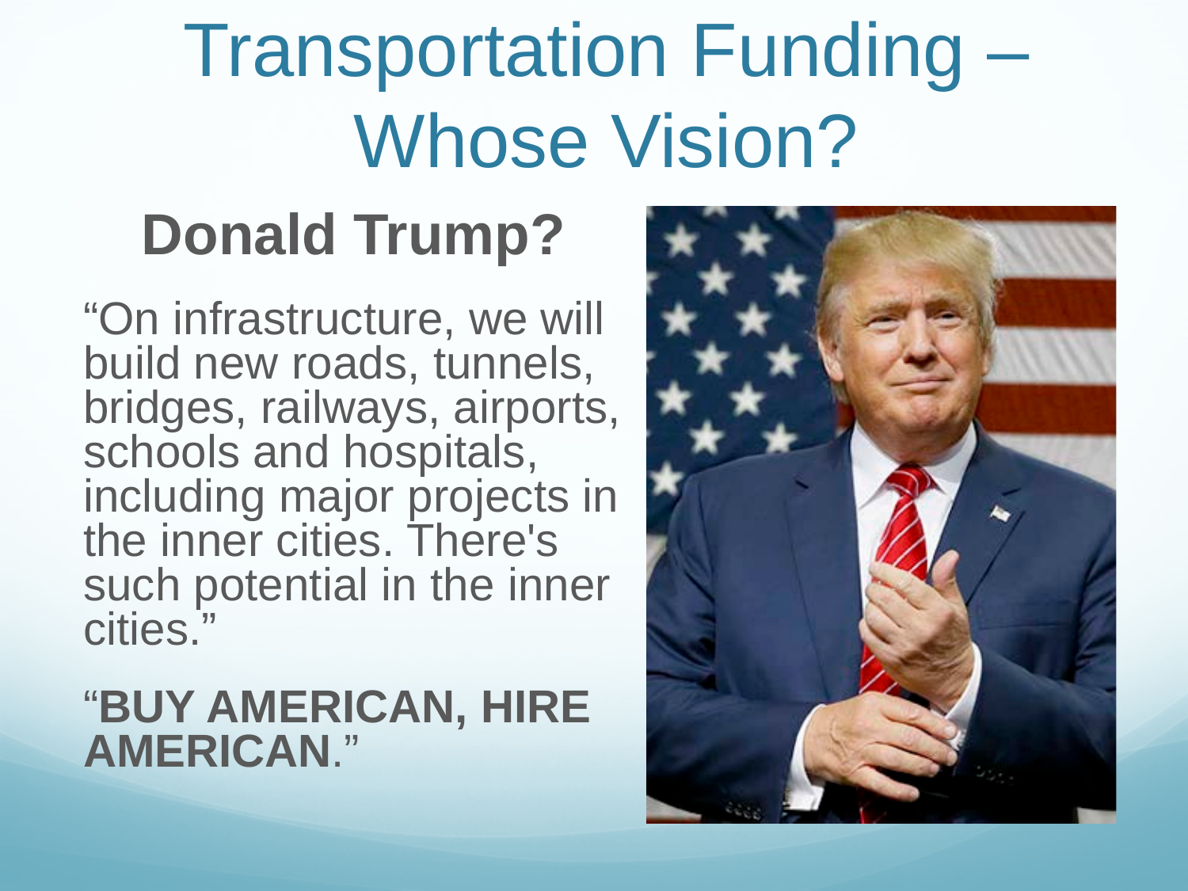# Transportation Funding – Whose Vision?

## Donald Trump?

"On infrastructure, we will build new roads, tunnels, bridges, railways, airports, schools and hospitals, including major projects in the inner cities. There's such potential in the inner cities."

"**BUY AMERICAN, HIRE AMERICAN**."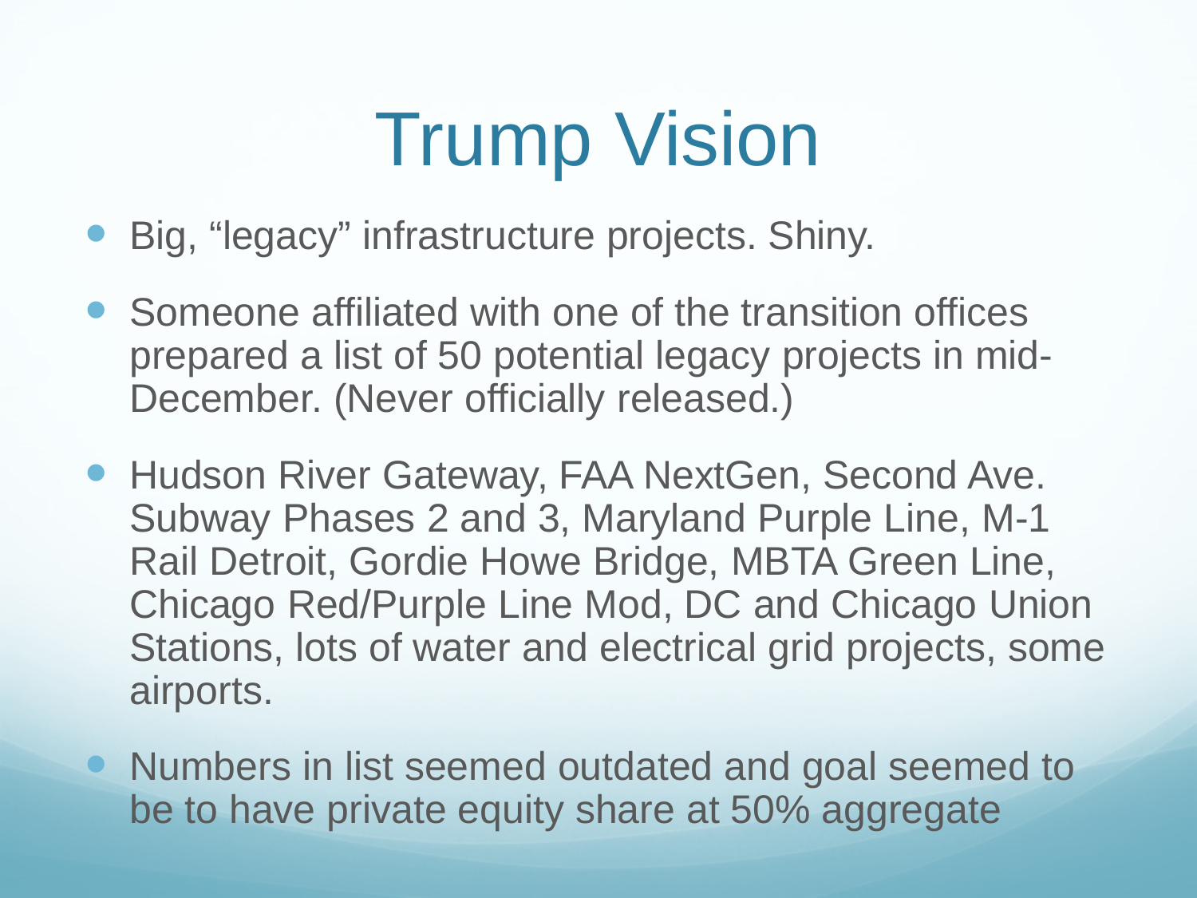# Trump Vision

- Big, "legacy" infrastructure projects. Shiny.
- Someone affiliated with one of the transition offices prepared a list of 50 potential legacy projects in mid-December. (Never officially released.)
- Hudson River Gateway, FAA NextGen, Second Ave. Subway Phases 2 and 3, Maryland Purple Line, M-1 Rail Detroit, Gordie Howe Bridge, MBTA Green Line, Chicago Red/Purple Line Mod, DC and Chicago Union Stations, lots of water and electrical grid projects, some airports.
- Numbers in list seemed outdated and goal seemed to be to have private equity share at 50% aggregate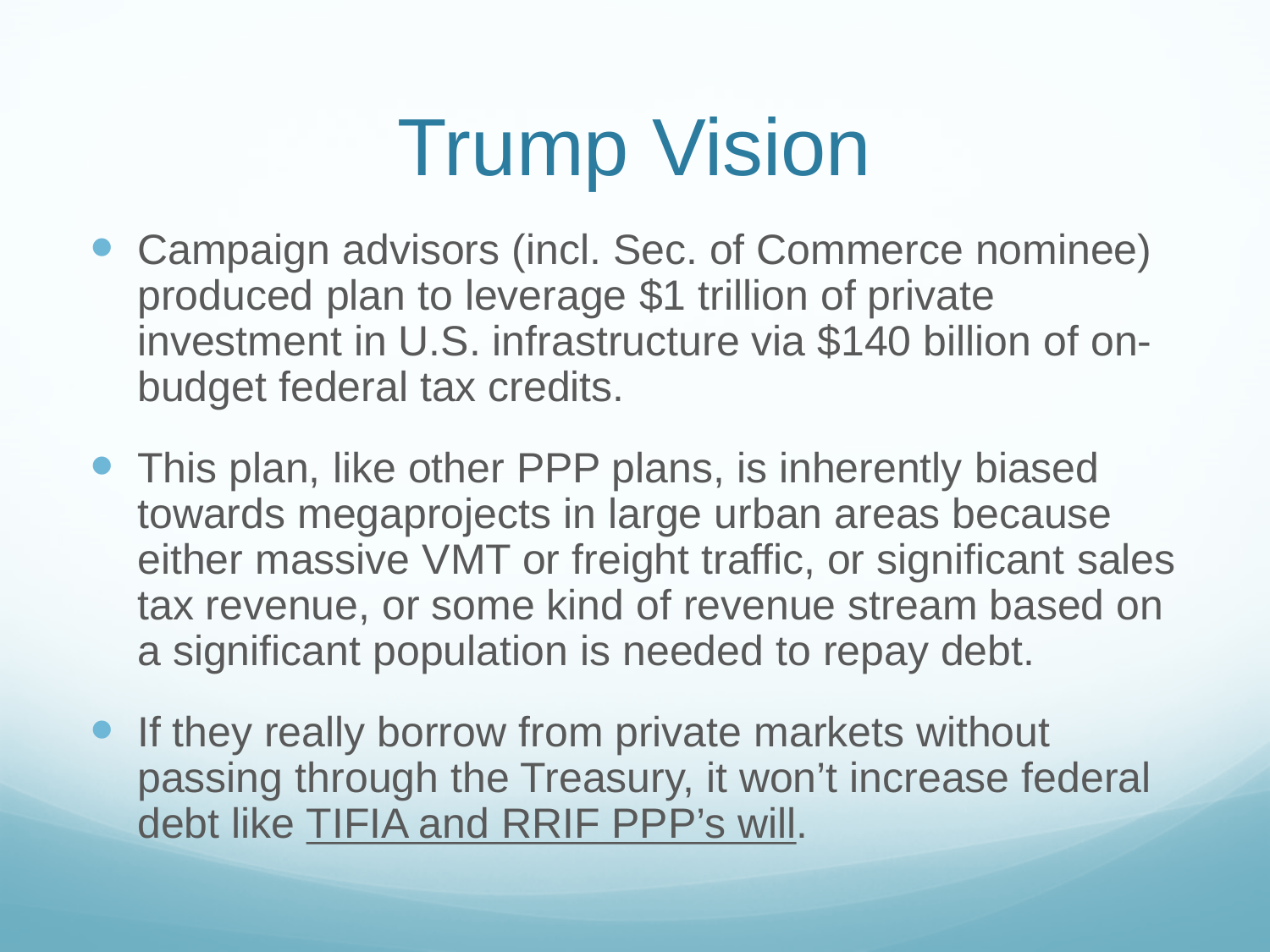# Trump Vision

- Campaign advisors (incl. Sec. of Commerce nominee) produced plan to leverage $1 trillion of private investment in U.S. infrastructure via $140 billion of on-budget federal tax credits.
- This plan, like other PPP plans, is inherently biased towards megaprojects in large urban areas because either massive VMT or freight traffic, or significant sales tax revenue, or some kind of revenue stream based on a significant population is needed to repay debt.
- If they really borrow from private markets without passing through the Treasury, it won't increase federal debt like TIFIA and RRIF PPP's will.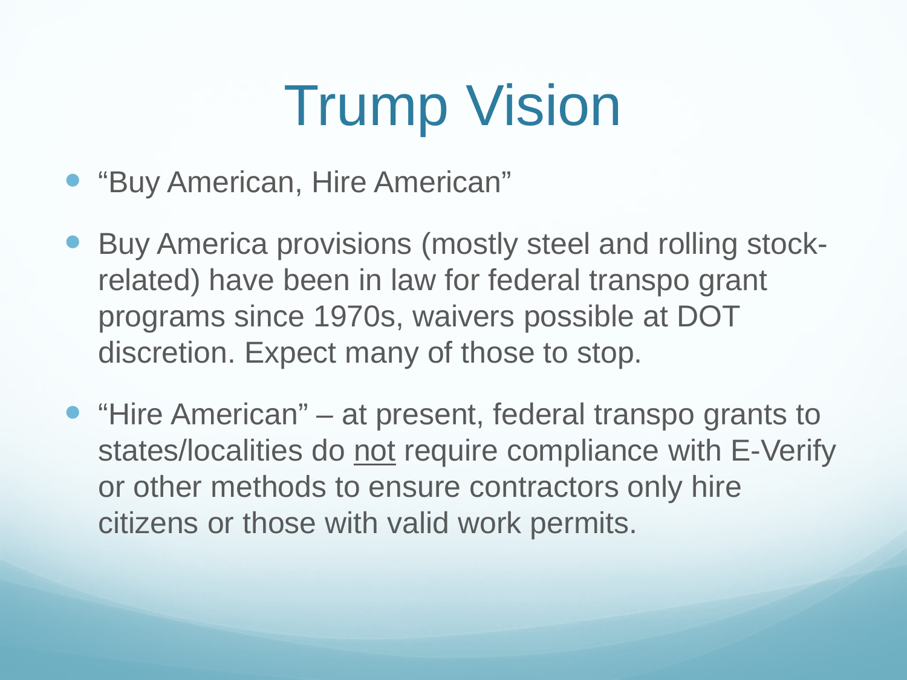# Trump Vision

- "Buy American, Hire American"
- Buy America provisions (mostly steel and rolling stock-related) have been in law for federal transpo grant programs since 1970s, waivers possible at DOT discretion. Expect many of those to stop.
- "Hire American" – at present, federal transpo grants to states/localities do <u>not</u> require compliance with E-Verify or other methods to ensure contractors only hire citizens or those with valid work permits.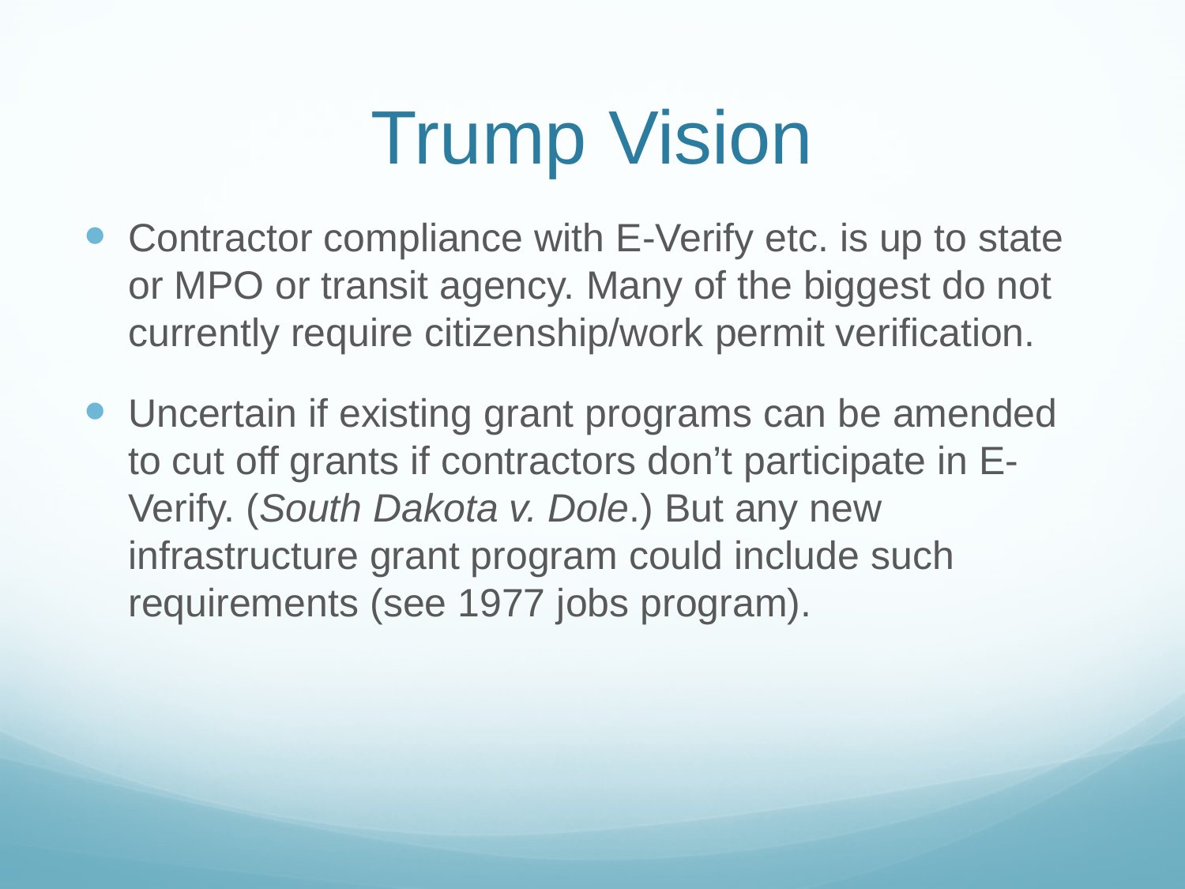# Trump Vision

- Contractor compliance with E-Verify etc. is up to state or MPO or transit agency. Many of the biggest do not currently require citizenship/work permit verification.
- Uncertain if existing grant programs can be amended to cut off grants if contractors don't participate in E-Verify. (*South Dakota v. Dole*.) But any new infrastructure grant program could include such requirements (see 1977 jobs program).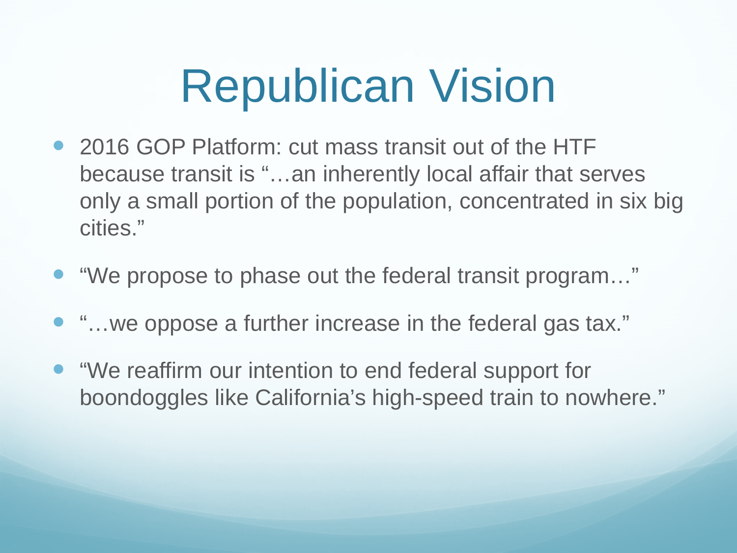# Republican Vision

- 2016 GOP Platform: cut mass transit out of the HTF because transit is "…an inherently local affair that serves only a small portion of the population, concentrated in six big cities."
- "We propose to phase out the federal transit program…"
- "…we oppose a further increase in the federal gas tax."
- "We reaffirm our intention to end federal support for boondoggles like California's high-speed train to nowhere."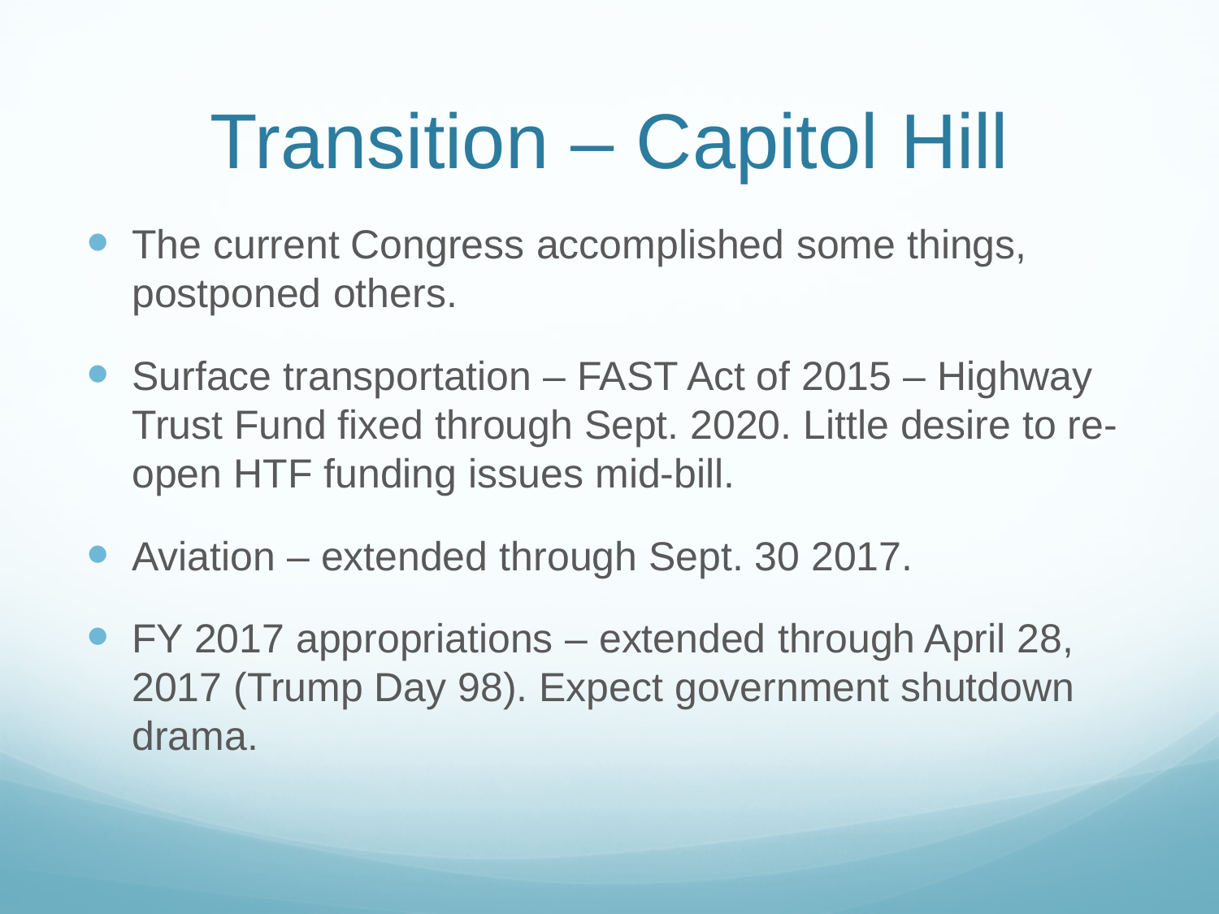# Transition – Capitol Hill

- The current Congress accomplished some things, postponed others.
- Surface transportation – FAST Act of 2015 – Highway Trust Fund fixed through Sept. 2020. Little desire to re-open HTF funding issues mid-bill.
- Aviation – extended through Sept. 30 2017.
- FY 2017 appropriations – extended through April 28, 2017 (Trump Day 98). Expect government shutdown drama.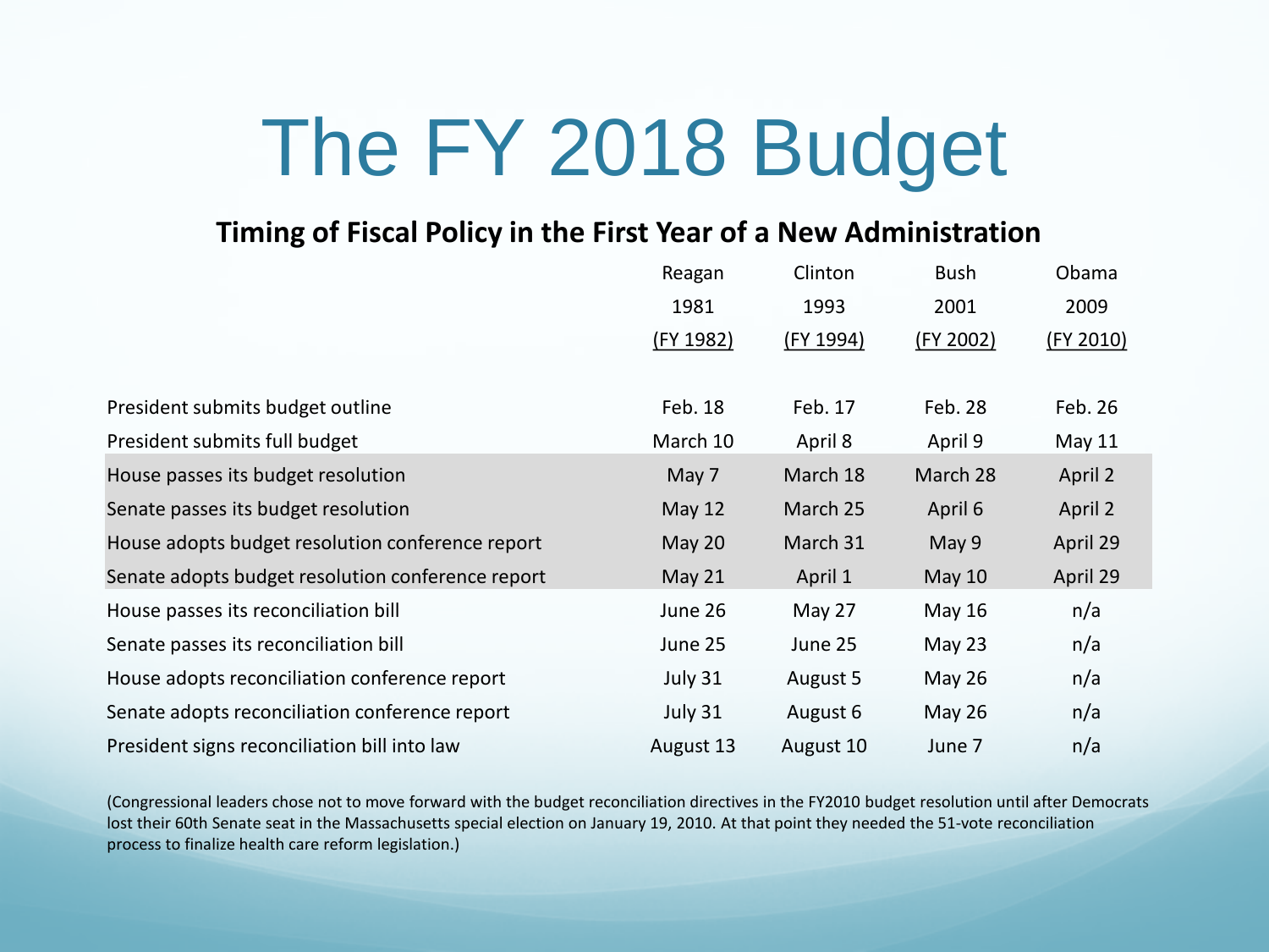# The FY 2018 Budget

## Timing of Fiscal Policy in the First Year of a New Administration

| | Reagan 1981 (FY 1982) | Clinton 1993 (FY 1994) | Bush 2001 (FY 2002) | Obama 2009 (FY 2010) |
|---|---|---|---|---|
| President submits budget outline | Feb. 18 | Feb. 17 | Feb. 28 | Feb. 26 |
| President submits full budget | March 10 | April 8 | April 9 | May 11 |
| House passes its budget resolution | May 7 | March 18 | March 28 | April 2 |
| Senate passes its budget resolution | May 12 | March 25 | April 6 | April 2 |
| House adopts budget resolution conference report | May 20 | March 31 | May 9 | April 29 |
| Senate adopts budget resolution conference report | May 21 | April 1 | May 10 | April 29 |
| House passes its reconciliation bill | June 26 | May 27 | May 16 | n/a |
| Senate passes its reconciliation bill | June 25 | June 25 | May 23 | n/a |
| House adopts reconciliation conference report | July 31 | August 5 | May 26 | n/a |
| Senate adopts reconciliation conference report | July 31 | August 6 | May 26 | n/a |
| President signs reconciliation bill into law | August 13 | August 10 | June 7 | n/a |

(Congressional leaders chose not to move forward with the budget reconciliation directives in the FY2010 budget resolution until after Democrats lost their 60th Senate seat in the Massachusetts special election on January 19, 2010. At that point they needed the 51-vote reconciliation process to finalize health care reform legislation.)